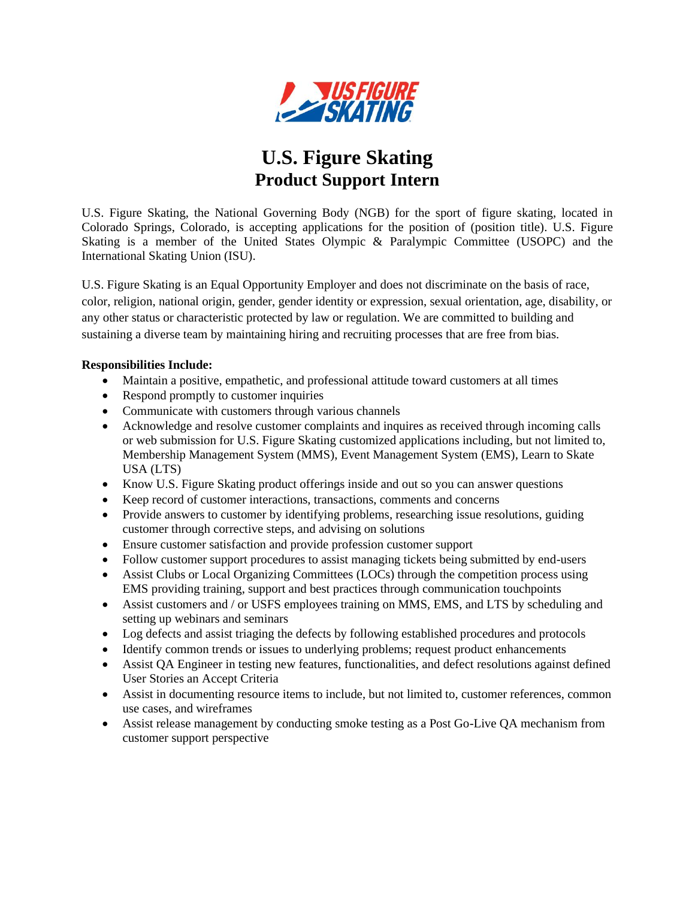# U.S. Figure Skating
## Product Support Intern

U.S. Figure Skating, the National Governing Body (NGB) for the sport of figure skating, located in Colorado Springs, Colorado, is accepting applications for the position of (position title). U.S. Figure Skating is a member of the United States Olympic & Paralympic Committee (USOPC) and the International Skating Union (ISU).

U.S. Figure Skating is an Equal Opportunity Employer and does not discriminate on the basis of race, color, religion, national origin, gender, gender identity or expression, sexual orientation, age, disability, or any other status or characteristic protected by law or regulation. We are committed to building and sustaining a diverse team by maintaining hiring and recruiting processes that are free from bias.

**Responsibilities Include:**

- Maintain a positive, empathetic, and professional attitude toward customers at all times
- Respond promptly to customer inquiries
- Communicate with customers through various channels
- Acknowledge and resolve customer complaints and inquires as received through incoming calls or web submission for U.S. Figure Skating customized applications including, but not limited to, Membership Management System (MMS), Event Management System (EMS), Learn to Skate USA (LTS)
- Know U.S. Figure Skating product offerings inside and out so you can answer questions
- Keep record of customer interactions, transactions, comments and concerns
- Provide answers to customer by identifying problems, researching issue resolutions, guiding customer through corrective steps, and advising on solutions
- Ensure customer satisfaction and provide profession customer support
- Follow customer support procedures to assist managing tickets being submitted by end-users
- Assist Clubs or Local Organizing Committees (LOCs) through the competition process using EMS providing training, support and best practices through communication touchpoints
- Assist customers and / or USFS employees training on MMS, EMS, and LTS by scheduling and setting up webinars and seminars
- Log defects and assist triaging the defects by following established procedures and protocols
- Identify common trends or issues to underlying problems; request product enhancements
- Assist QA Engineer in testing new features, functionalities, and defect resolutions against defined User Stories an Accept Criteria
- Assist in documenting resource items to include, but not limited to, customer references, common use cases, and wireframes
- Assist release management by conducting smoke testing as a Post Go-Live QA mechanism from customer support perspective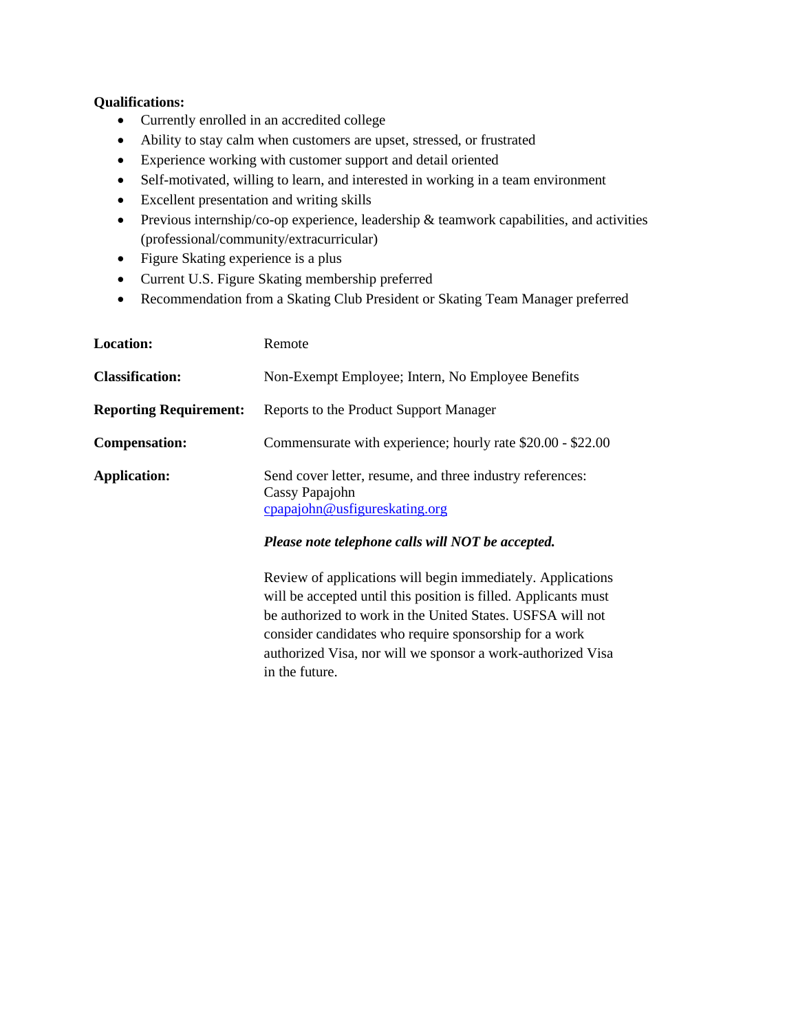**Qualifications:**

- Currently enrolled in an accredited college
- Ability to stay calm when customers are upset, stressed, or frustrated
- Experience working with customer support and detail oriented
- Self-motivated, willing to learn, and interested in working in a team environment
- Excellent presentation and writing skills
- Previous internship/co-op experience, leadership & teamwork capabilities, and activities (professional/community/extracurricular)
- Figure Skating experience is a plus
- Current U.S. Figure Skating membership preferred
- Recommendation from a Skating Club President or Skating Team Manager preferred

**Location:** Remote

**Classification:** Non-Exempt Employee; Intern, No Employee Benefits

**Reporting Requirement:** Reports to the Product Support Manager

**Compensation:** Commensurate with experience; hourly rate $20.00 - $22.00

**Application:** Send cover letter, resume, and three industry references:
Cassy Papajohn
cpapajohn@usfigureskating.org

***Please note telephone calls will NOT be accepted.***

Review of applications will begin immediately. Applications will be accepted until this position is filled. Applicants must be authorized to work in the United States. USFSA will not consider candidates who require sponsorship for a work authorized Visa, nor will we sponsor a work-authorized Visa in the future.